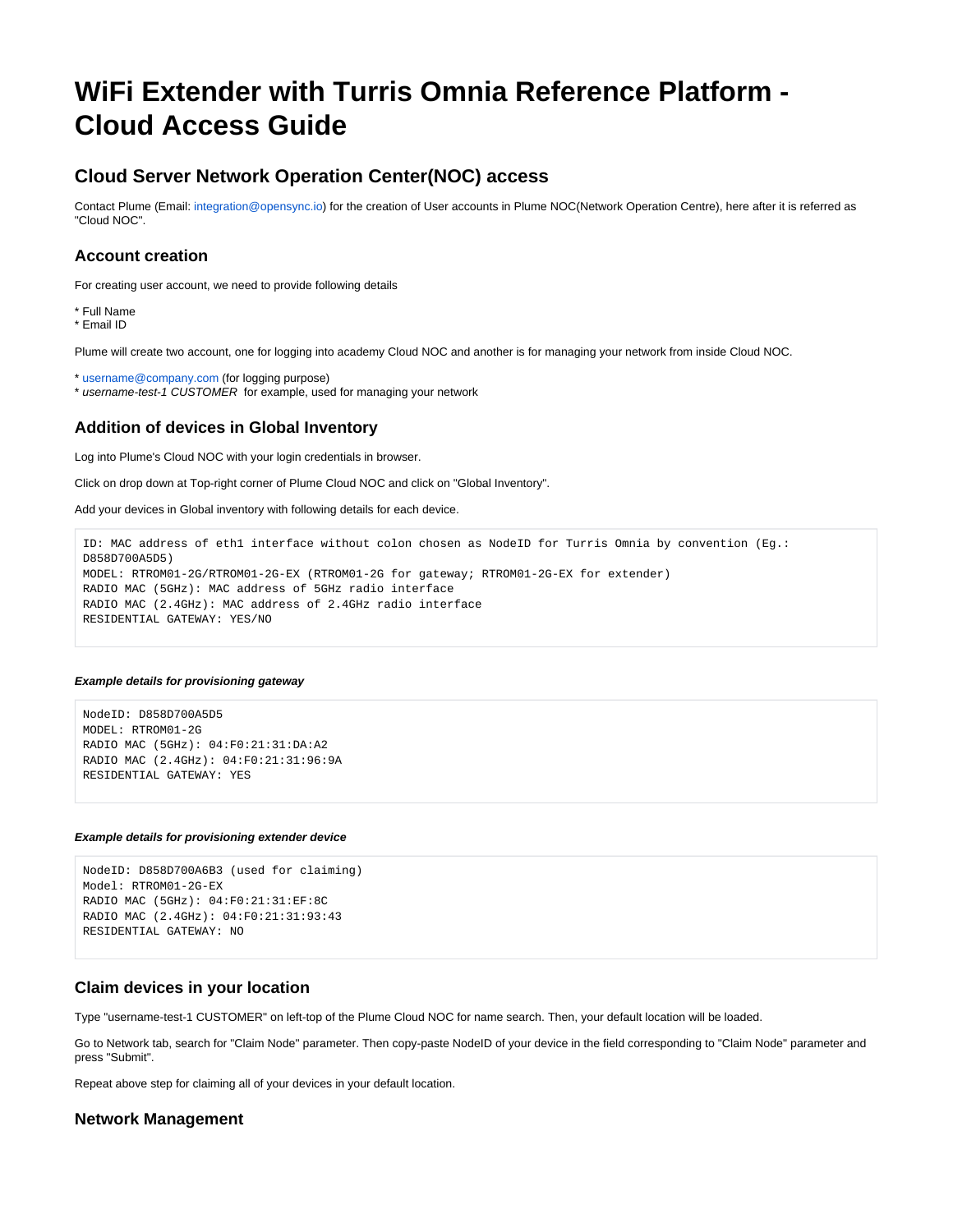# WiFi Extender with Turris Omnia Reference Platform - Cloud Access Guide

## Cloud Server Network Operation Center(NOC) access

Contact Plume (Email: integration@opensync.io) for the creation of User accounts in Plume NOC(Network Operation Centre), here after it is referred as "Cloud NOC".

### Account creation

For creating user account, we need to provide following details

* Full Name
* Email ID

Plume will create two account, one for logging into academy Cloud NOC and another is for managing your network from inside Cloud NOC.

* username@company.com (for logging purpose)
* *username-test-1 CUSTOMER* for example, used for managing your network

### Addition of devices in Global Inventory

Log into Plume's Cloud NOC with your login credentials in browser.

Click on drop down at Top-right corner of Plume Cloud NOC and click on "Global Inventory".

Add your devices in Global inventory with following details for each device.

```
ID: MAC address of eth1 interface without colon chosen as NodeID for Turris Omnia by convention (Eg.: D858D700A5D5)
MODEL: RTROM01-2G/RTROM01-2G-EX (RTROM01-2G for gateway; RTROM01-2G-EX for extender)
RADIO MAC (5GHz): MAC address of 5GHz radio interface
RADIO MAC (2.4GHz): MAC address of 2.4GHz radio interface
RESIDENTIAL GATEWAY: YES/NO
```

***Example details for provisioning gateway***

```
NodeID: D858D700A5D5
MODEL: RTROM01-2G
RADIO MAC (5GHz): 04:F0:21:31:DA:A2
RADIO MAC (2.4GHz): 04:F0:21:31:96:9A
RESIDENTIAL GATEWAY: YES
```

***Example details for provisioning extender device***

```
NodeID: D858D700A6B3 (used for claiming)
Model: RTROM01-2G-EX
RADIO MAC (5GHz): 04:F0:21:31:EF:8C
RADIO MAC (2.4GHz): 04:F0:21:31:93:43
RESIDENTIAL GATEWAY: NO
```

### Claim devices in your location

Type "username-test-1 CUSTOMER" on left-top of the Plume Cloud NOC for name search. Then, your default location will be loaded.

Go to Network tab, search for "Claim Node" parameter. Then copy-paste NodeID of your device in the field corresponding to "Claim Node" parameter and press "Submit".

Repeat above step for claiming all of your devices in your default location.

### Network Management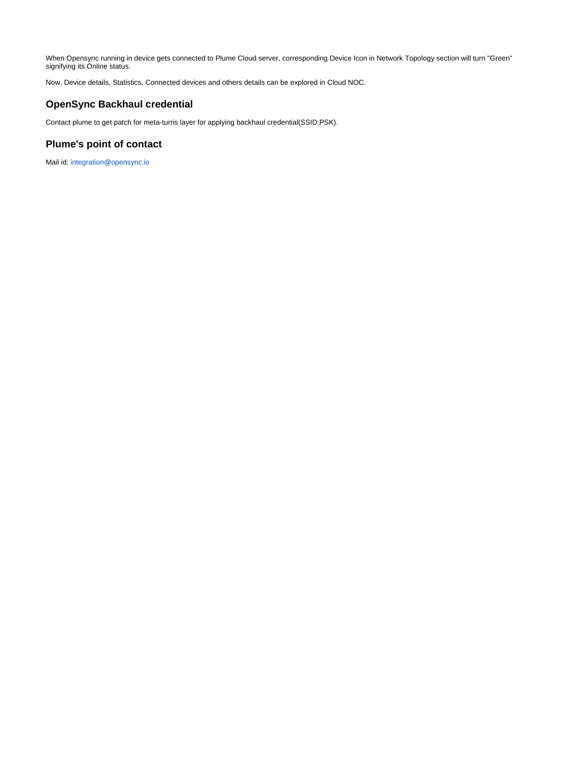When Opensync running in device gets connected to Plume Cloud server, corresponding Device Icon in Network Topology section will turn "Green" signifying its Online status.

Now, Device details, Statistics, Connected devices and others details can be explored in Cloud NOC.

## OpenSync Backhaul credential

Contact plume to get patch for meta-turris layer for applying backhaul credential(SSID:PSK).

## Plume's point of contact

Mail id: integration@opensync.io